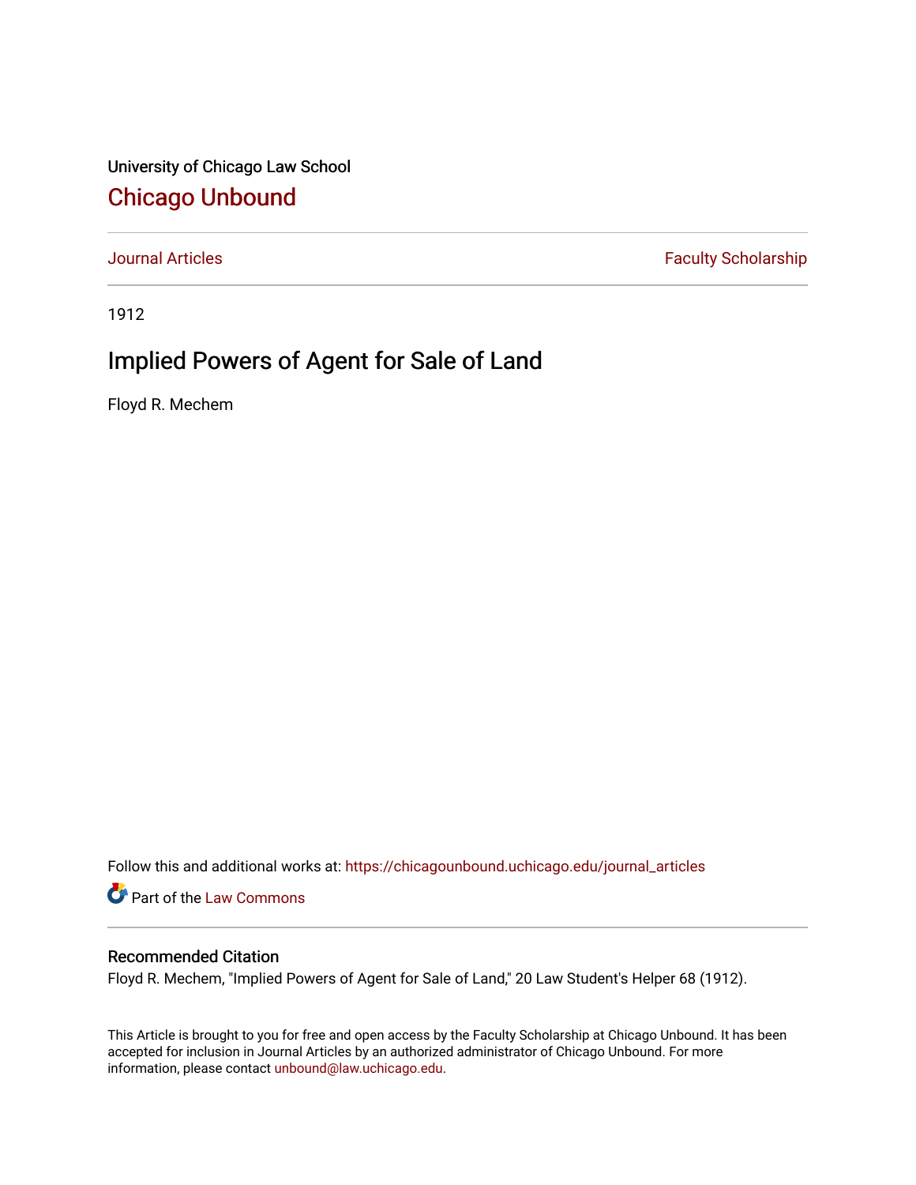University of Chicago Law School

# Chicago Unbound

Journal Articles

Faculty Scholarship

1912

## Implied Powers of Agent for Sale of Land

Floyd R. Mechem

Follow this and additional works at: https://chicagounbound.uchicago.edu/journal_articles

Part of the Law Commons

### Recommended Citation

Floyd R. Mechem, "Implied Powers of Agent for Sale of Land," 20 Law Student's Helper 68 (1912).

This Article is brought to you for free and open access by the Faculty Scholarship at Chicago Unbound. It has been accepted for inclusion in Journal Articles by an authorized administrator of Chicago Unbound. For more information, please contact unbound@law.uchicago.edu.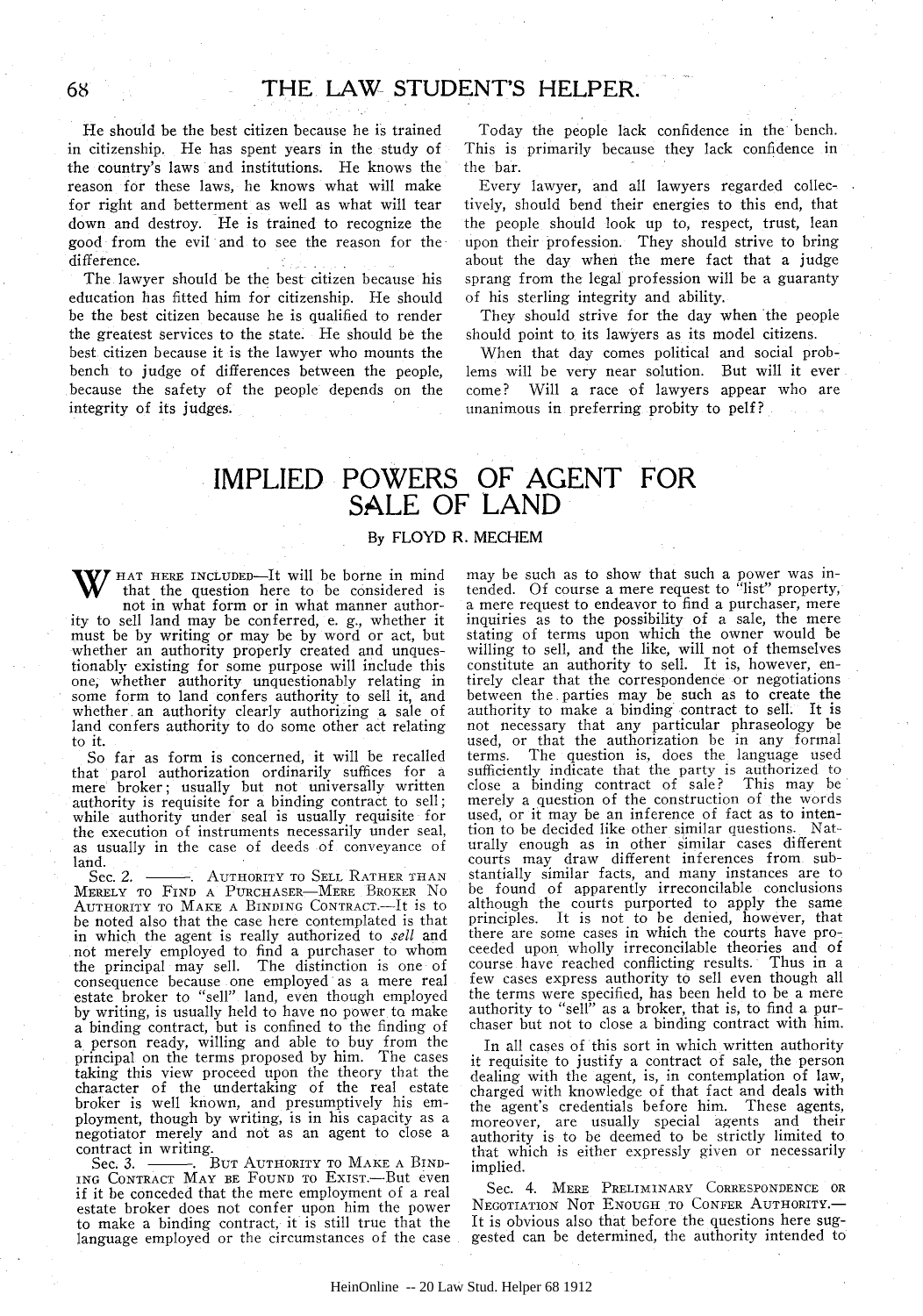He should be the best citizen because he is trained in citizenship. He has spent years in the study of the country's laws and institutions. He knows the reason for these laws, he knows what will make for right and betterment as well as what will tear down and destroy. He is trained to recognize the good from the evil and to see the reason for the difference.

The lawyer should be the best citizen because his education has fitted him for citizenship. He should be the best citizen because he is qualified to render the greatest services to the state. He should be the best citizen because it is the lawyer who mounts the bench to judge of differences between the people, because the safety of the people depends on the integrity of its judges.

Today the people lack confidence in the bench. This is primarily because they lack confidence in the bar.

Every lawyer, and all lawyers regarded collectively, should bend their energies to this end, that the people should look up to, respect, trust, lean upon their profession. They should strive to bring about the day when the mere fact that a judge sprang from the legal profession will be a guaranty of his sterling integrity and ability.

They should strive for the day when the people should point to its lawyers as its model citizens.

When that day comes political and social problems will be very near solution. But will it ever come? Will a race of lawyers appear who are unanimous in preferring probity to pelf?

# IMPLIED POWERS OF AGENT FOR SALE OF LAND

By FLOYD R. MECHEM

WHAT HERE INCLUDED—It will be borne in mind that the question here to be considered is not in what form or in what manner authority to sell land may be conferred, e. g., whether it must be by writing or may be by word or act, but whether an authority properly created and unquestionably existing for some purpose will include this one, whether authority unquestionably relating in some form to land confers authority to sell it, and whether an authority clearly authorizing a sale of land confers authority to do some other act relating to it.

So far as form is concerned, it will be recalled that parol authorization ordinarily suffices for a mere broker; usually but not universally written authority is requisite for a binding contract to sell; while authority under seal is usually requisite for the execution of instruments necessarily under seal, as usually in the case of deeds of conveyance of land.

Sec. 2. ———. AUTHORITY TO SELL RATHER THAN MERELY TO FIND A PURCHASER—MERE BROKER NO AUTHORITY TO MAKE A BINDING CONTRACT.—It is to be noted also that the case here contemplated is that in which the agent is really authorized to *sell* and not merely employed to find a purchaser to whom the principal may sell. The distinction is one of consequence because one employed as a mere real estate broker to "sell" land, even though employed by writing, is usually held to have no power to make a binding contract, but is confined to the finding of a person ready, willing and able to buy from the principal on the terms proposed by him. The cases taking this view proceed upon the theory that the character of the undertaking of the real estate broker is well known, and presumptively his employment, though by writing, is in his capacity as a negotiator merely and not as an agent to close a contract in writing.

Sec. 3. ———. BUT AUTHORITY TO MAKE A BINDING CONTRACT MAY BE FOUND TO EXIST.—But even if it be conceded that the mere employment of a real estate broker does not confer upon him the power to make a binding contract, it is still true that the language employed or the circumstances of the case may be such as to show that such a power was intended. Of course a mere request to "list" property, a mere request to endeavor to find a purchaser, mere inquiries as to the possibility of a sale, the mere stating of terms upon which the owner would be willing to sell, and the like, will not of themselves constitute an authority to sell. It is, however, entirely clear that the correspondence or negotiations between the parties may be such as to create the authority to make a binding contract to sell. It is not necessary that any particular phraseology be used, or that the authorization be in any formal terms. The question is, does the language used sufficiently indicate that the party is authorized to close a binding contract of sale? This may be merely a question of the construction of the words used, or it may be an inference of fact as to intention to be decided like other similar questions. Naturally enough as in other similar cases different courts may draw different inferences from substantially similar facts, and many instances are to be found of apparently irreconcilable conclusions although the courts purported to apply the same principles. It is not to be denied, however, that there are some cases in which the courts have proceeded upon wholly irreconcilable theories and of course have reached conflicting results. Thus in a few cases express authority to sell even though all the terms were specified, has been held to be a mere authority to "sell" as a broker, that is, to find a purchaser but not to close a binding contract with him.

In all cases of this sort in which written authority it requisite to justify a contract of sale, the person dealing with the agent, is, in contemplation of law, charged with knowledge of that fact and deals with the agent's credentials before him. These agents, moreover, are usually special agents and their authority is to be deemed to be strictly limited to that which is either expressly given or necessarily implied.

Sec. 4. MERE PRELIMINARY CORRESPONDENCE OR NEGOTIATION NOT ENOUGH TO CONFER AUTHORITY.—It is obvious also that before the questions here suggested can be determined, the authority intended to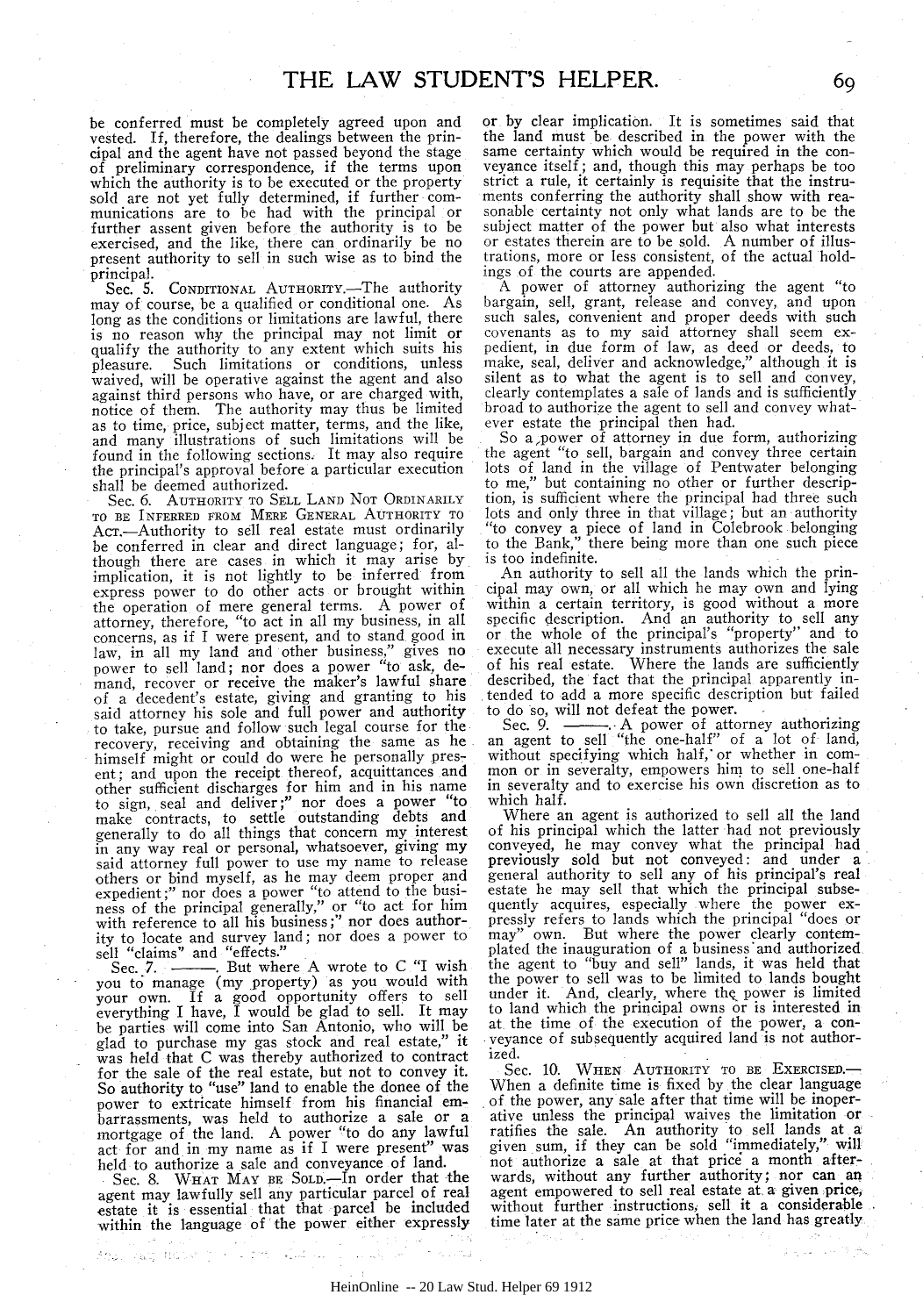be conferred must be completely agreed upon and vested. If, therefore, the dealings between the principal and the agent have not passed beyond the stage of preliminary correspondence, if the terms upon which the authority is to be executed or the property sold are not yet fully determined, if further communications are to be had with the principal or further assent given before the authority is to be exercised, and the like, there can ordinarily be no present authority to sell in such wise as to bind the principal.

Sec. 5. CONDITIONAL AUTHORITY.—The authority may of course, be a qualified or conditional one. As long as the conditions or limitations are lawful, there is no reason why the principal may not limit or qualify the authority to any extent which suits his pleasure. Such limitations or conditions, unless waived, will be operative against the agent and also against third persons who have, or are charged with, notice of them. The authority may thus be limited as to time, price, subject matter, terms, and the like, and many illustrations of such limitations will be found in the following sections. It may also require the principal's approval before a particular execution shall be deemed authorized.

Sec. 6. AUTHORITY TO SELL LAND NOT ORDINARILY TO BE INFERRED FROM MERE GENERAL AUTHORITY TO ACT.—Authority to sell real estate must ordinarily be conferred in clear and direct language; for, although there are cases in which it may arise by implication, it is not lightly to be inferred from express power to do other acts or brought within the operation of mere general terms. A power of attorney, therefore, "to act in all my business, in all concerns, as if I were present, and to stand good in law, in all my land and other business," gives no power to sell land; nor does a power "to ask, demand, recover or receive the maker's lawful share of a decedent's estate, giving and granting to his said attorney his sole and full power and authority to take, pursue and follow such legal course for the recovery, receiving and obtaining the same as he himself might or could do were he personally present; and upon the receipt thereof, acquittances and other sufficient discharges for him and in his name to sign, seal and deliver;" nor does a power "to make contracts, to settle outstanding debts and generally to do all things that concern my interest in any way real or personal, whatsoever, giving my said attorney full power to use my name to release others or bind myself, as he may deem proper and expedient;" nor does a power "to attend to the business of the principal generally," or "to act for him with reference to all his business;" nor does authority to locate and survey land; nor does a power to sell "claims" and "effects."

Sec. 7. ———. But where A wrote to C "I wish you to manage (my property) as you would with your own. If a good opportunity offers to sell everything I have, I would be glad to sell. It may be parties will come into San Antonio, who will be glad to purchase my gas stock and real estate," it was held that C was thereby authorized to contract for the sale of the real estate, but not to convey it. So authority to "use" land to enable the donee of the power to extricate himself from his financial embarrassments, was held to authorize a sale or a mortgage of the land. A power "to do any lawful act for and in my name as if I were present" was held to authorize a sale and conveyance of land.

Sec. 8. WHAT MAY BE SOLD.—In order that the agent may lawfully sell any particular parcel of real estate it is essential that that parcel be included within the language of the power either expressly or by clear implication. It is sometimes said that the land must be described in the power with the same certainty which would be required in the conveyance itself; and, though this may perhaps be too strict a rule, it certainly is requisite that the instruments conferring the authority shall show with reasonable certainty not only what lands are to be the subject matter of the power but also what interests or estates therein are to be sold. A number of illustrations, more or less consistent, of the actual holdings of the courts are appended.

A power of attorney authorizing the agent "to bargain, sell, grant, release and convey, and upon such sales, convenient and proper deeds with such covenants as to my said attorney shall seem expedient, in due form of law, as deed or deeds, to make, seal, deliver and acknowledge," although it is silent as to what the agent is to sell and convey, clearly contemplates a sale of lands and is sufficiently broad to authorize the agent to sell and convey whatever estate the principal then had.

So a power of attorney in due form, authorizing the agent "to sell, bargain and convey three certain lots of land in the village of Pentwater belonging to me," but containing no other or further description, is sufficient where the principal had three such lots and only three in that village; but an authority "to convey a piece of land in Colebrook belonging to the Bank," there being more than one such piece is too indefinite.

An authority to sell all the lands which the principal may own, or all which he may own and lying within a certain territory, is good without a more specific description. And an authority to sell any or the whole of the principal's "property" and to execute all necessary instruments authorizes the sale of his real estate. Where the lands are sufficiently described, the fact that the principal apparently intended to add a more specific description but failed to do so, will not defeat the power.

Sec. 9. ———. A power of attorney authorizing an agent to sell "the one-half" of a lot of land, without specifying which half, or whether in common or in severalty, empowers him to sell one-half in severalty and to exercise his own discretion as to which half.

Where an agent is authorized to sell all the land of his principal which the latter had not previously conveyed, he may convey what the principal had previously sold but not conveyed: and under a general authority to sell any of his principal's real estate he may sell that which the principal subsequently acquires, especially where the power expressly refers to lands which the principal "does or may" own. But where the power clearly contemplated the inauguration of a business and authorized the agent to "buy and sell" lands, it was held that the power to sell was to be limited to lands bought under it. And, clearly, where the power is limited to land which the principal owns or is interested in at the time of the execution of the power, a conveyance of subsequently acquired land is not authorized.

Sec. 10. WHEN AUTHORITY TO BE EXERCISED.—When a definite time is fixed by the clear language of the power, any sale after that time will be inoperative unless the principal waives the limitation or ratifies the sale. An authority to sell lands at a given sum, if they can be sold "immediately," will not authorize a sale at that price a month afterwards, without any further authority; nor can an agent empowered to sell real estate at a given price, without further instructions, sell it a considerable time later at the same price when the land has greatly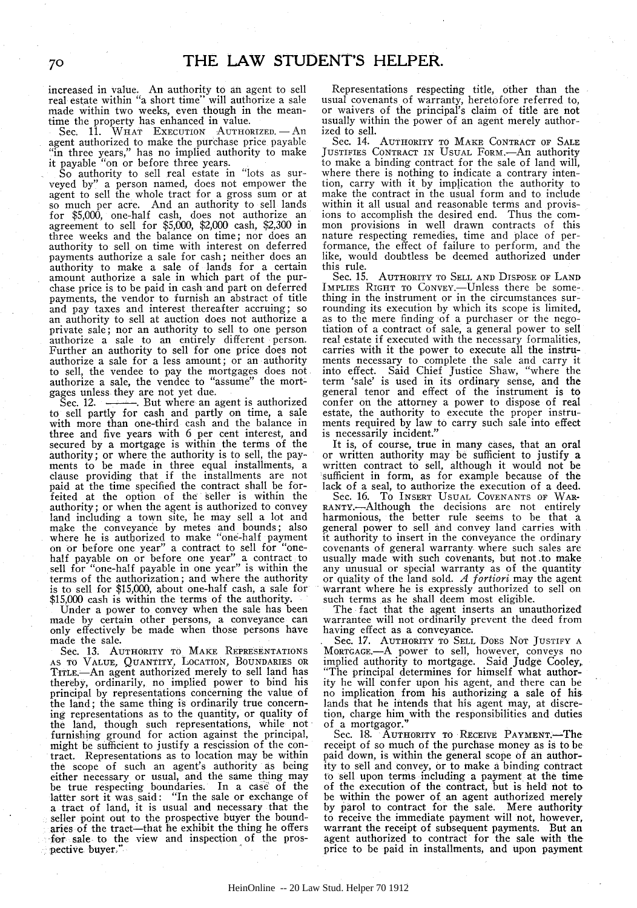increased in value. An authority to an agent to sell real estate within "a short time" will authorize a sale made within two weeks, even though in the meantime the property has enhanced in value.

Sec. 11. WHAT EXECUTION AUTHORIZED.—An agent authorized to make the purchase price payable "in three years," has no implied authority to make it payable "on or before three years.

So authority to sell real estate in "lots as surveyed by" a person named, does not empower the agent to sell the whole tract for a gross sum or at so much per acre. And an authority to sell lands for $5,000, one-half cash, does not authorize an agreement to sell for $5,000, $2,000 cash, $2,300 in three weeks and the balance on time; nor does an authority to sell on time with interest on deferred payments authorize a sale for cash; neither does an authority to make a sale of lands for a certain amount authorize a sale in which part of the purchase price is to be paid in cash and part on deferred payments, the vendor to furnish an abstract of title and pay taxes and interest thereafter accruing; so an authority to sell at auction does not authorize a private sale; nor an authority to sell to one person authorize a sale to an entirely different person. Further an authority to sell for one price does not authorize a sale for a less amount; or an authority to sell, the vendee to pay the mortgages does not authorize a sale, the vendee to "assume" the mortgages unless they are not yet due.

Sec. 12. ———. But where an agent is authorized to sell partly for cash and partly on time, a sale with more than one-third cash and the balance in three and five years with 6 per cent interest, and secured by a mortgage is within the terms of the authority; or where the authority is to sell, the payments to be made in three equal installments, a clause providing that if the installments are not paid at the time specified the contract shall be forfeited at the option of the seller is within the authority; or when the agent is authorized to convey land including a town site, he may sell a lot and make the conveyance by metes and bounds; also where he is authorized to make "one-half payment on or before one year" a contract to sell for "one-half payable on or before one year" a contract to sell for "one-half payable in one year" is within the terms of the authorization; and where the authority is to sell for $15,000, about one-half cash, a sale for $15,000 cash is within the terms of the authority.

Under a power to convey when the sale has been made by certain other persons, a conveyance can only effectively be made when those persons have made the sale.

Sec. 13. AUTHORITY TO MAKE REPRESENTATIONS AS TO VALUE, QUANTITY, LOCATION, BOUNDARIES OR TITLE.—An agent authorized merely to sell land has thereby, ordinarily, no implied power to bind his principal by representations concerning the value of the land; the same thing is ordinarily true concerning representations as to the quantity, or quality of the land, though such representations, while not furnishing ground for action against the principal, might be sufficient to justify a rescission of the contract. Representations as to location may be within the scope of such an agent's authority as being either necessary or usual, and the same thing may be true respecting boundaries. In a case of the latter sort it was said: "In the sale or exchange of a tract of land, it is usual and necessary that the seller point out to the prospective buyer the boundaries of the tract—that he exhibit the thing he offers for sale to the view and inspection of the prospective buyer."

Representations respecting title, other than the usual covenants of warranty, heretofore referred to, or waivers of the principal's claim of title are not usually within the power of an agent merely authorized to sell.

Sec. 14. AUTHORITY TO MAKE CONTRACT OF SALE JUSTIFIES CONTRACT IN USUAL FORM.—An authority to make a binding contract for the sale of land will, where there is nothing to indicate a contrary intention, carry with it by implication the authority to make the contract in the usual form and to include within it all usual and reasonable terms and provisions to accomplish the desired end. Thus the common provisions in well drawn contracts of this nature respecting remedies, time and place of performance, the effect of failure to perform, and the like, would doubtless be deemed authorized under this rule.

Sec. 15. AUTHORITY TO SELL AND DISPOSE OF LAND IMPLIES RIGHT TO CONVEY.—Unless there be something in the instrument or in the circumstances surrounding its execution by which its scope is limited, as to the mere finding of a purchaser or the negotiation of a contract of sale, a general power to sell real estate if executed with the necessary formalities, carries with it the power to execute all the instruments necessary to complete the sale and carry it into effect. Said Chief Justice Shaw, "where the term 'sale' is used in its ordinary sense, and the general tenor and effect of the instrument is to confer on the attorney a power to dispose of real estate, the authority to execute the proper instruments required by law to carry such sale into effect is necessarily incident."

It is, of course, true in many cases, that an oral or written authority may be sufficient to justify a written contract to sell, although it would not be sufficient in form, as for example because of the lack of a seal, to authorize the execution of a deed.

Sec. 16. TO INSERT USUAL COVENANTS OF WARRANTY.—Although the decisions are not entirely harmonious, the better rule seems to be that a general power to sell and convey land carries with it authority to insert in the conveyance the ordinary covenants of general warranty where such sales are usually made with such covenants, but not to make any unusual or special warranty as of the quantity or quality of the land sold. *A fortiori* may the agent warrant where he is expressly authorized to sell on such terms as he shall deem most eligible.

The fact that the agent inserts an unauthorized warrantee will not ordinarily prevent the deed from having effect as a conveyance.

Sec. 17. AUTHORITY TO SELL DOES NOT JUSTIFY A MORTGAGE.—A power to sell, however, conveys no implied authority to mortgage. Said Judge Cooley, "The principal determines for himself what authority he will confer upon his agent, and there can be no implication from his authorizing a sale of his lands that he intends that his agent may, at discretion, charge him with the responsibilities and duties of a mortgagor."

Sec. 18. AUTHORITY TO RECEIVE PAYMENT.—The receipt of so much of the purchase money as is to be paid down, is within the general scope of an authority to sell and convey, or to make a binding contract to sell upon terms including a payment at the time of the execution of the contract, but is held not to be within the power of an agent authorized merely by parol to contract for the sale. Mere authority to receive the immediate payment will not, however, warrant the receipt of subsequent payments. But an agent authorized to contract for the sale with the price to be paid in installments, and upon payment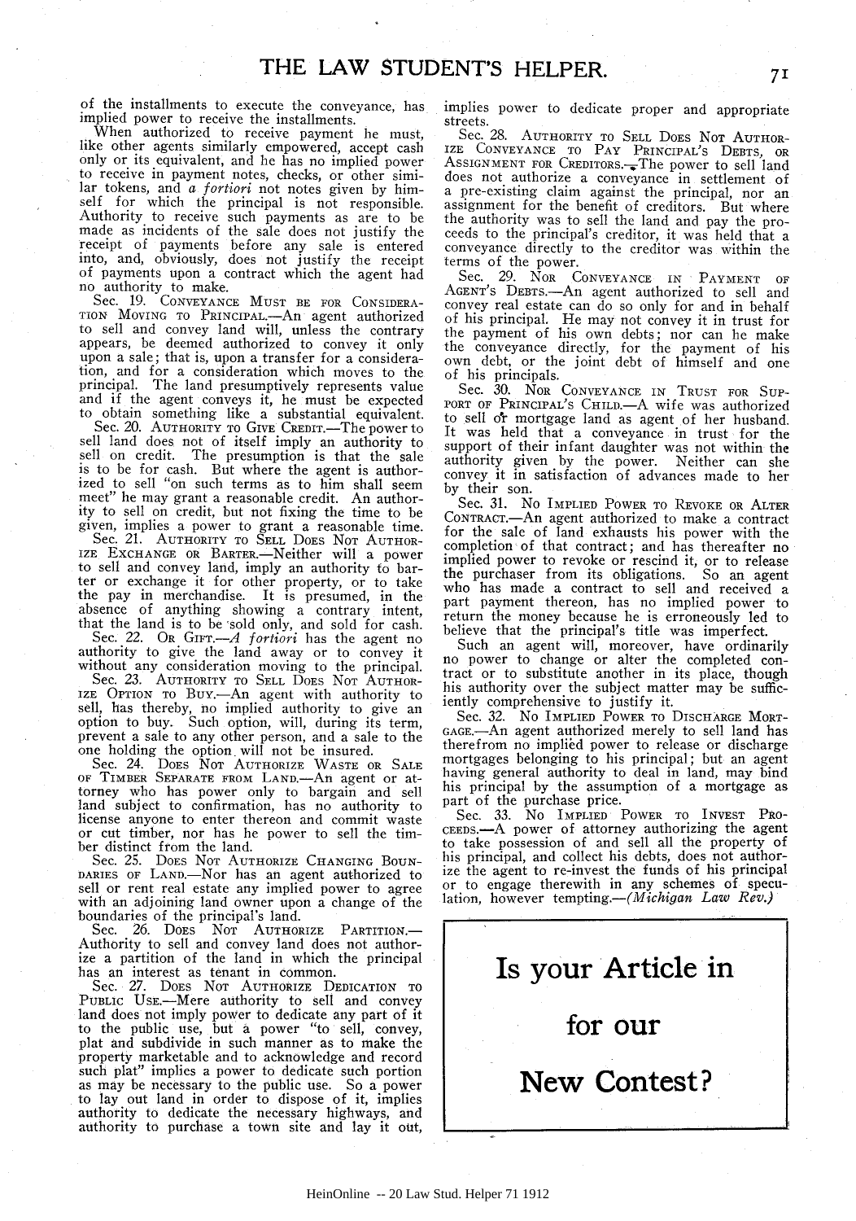of the installments to execute the conveyance, has implied power to receive the installments.

When authorized to receive payment he must, like other agents similarly empowered, accept cash only or its equivalent, and he has no implied power to receive in payment notes, checks, or other similar tokens, and *a fortiori* not notes given by himself for which the principal is not responsible. Authority to receive such payments as are to be made as incidents of the sale does not justify the receipt of payments before any sale is entered into, and, obviously, does not justify the receipt of payments upon a contract which the agent had no authority to make.

Sec. 19. CONVEYANCE MUST BE FOR CONSIDERATION MOVING TO PRINCIPAL.—An agent authorized to sell and convey land will, unless the contrary appears, be deemed authorized to convey it only upon a sale; that is, upon a transfer for a consideration, and for a consideration which moves to the principal. The land presumptively represents value and if the agent conveys it, he must be expected to obtain something like a substantial equivalent.

Sec. 20. AUTHORITY TO GIVE CREDIT.—The power to sell land does not of itself imply an authority to sell on credit. The presumption is that the sale is to be for cash. But where the agent is authorized to sell "on such terms as to him shall seem meet" he may grant a reasonable credit. An authority to sell on credit, but not fixing the time to be given, implies a power to grant a reasonable time.

Sec. 21. AUTHORITY TO SELL DOES NOT AUTHORIZE EXCHANGE OR BARTER.—Neither will a power to sell and convey land, imply an authority to barter or exchange it for other property, or to take the pay in merchandise. It is presumed, in the absence of anything showing a contrary intent, that the land is to be sold only, and sold for cash.

Sec. 22. OR GIFT.—*A fortiori* has the agent no authority to give the land away or to convey it without any consideration moving to the principal.

Sec. 23. AUTHORITY TO SELL DOES NOT AUTHORIZE OPTION TO BUY.—An agent with authority to sell, has thereby, no implied authority to give an option to buy. Such option, will, during its term, prevent a sale to any other person, and a sale to the one holding the option will not be insured.

Sec. 24. DOES NOT AUTHORIZE WASTE OR SALE OF TIMBER SEPARATE FROM LAND.—An agent or attorney who has power only to bargain and sell land subject to confirmation, has no authority to license anyone to enter thereon and commit waste or cut timber, nor has he power to sell the timber distinct from the land.

Sec. 25. DOES NOT AUTHORIZE CHANGING BOUNDARIES OF LAND.—Nor has an agent authorized to sell or rent real estate any implied power to agree with an adjoining land owner upon a change of the boundaries of the principal's land.

Sec. 26. DOES NOT AUTHORIZE PARTITION.—Authority to sell and convey land does not authorize a partition of the land in which the principal has an interest as tenant in common.

Sec. 27. DOES NOT AUTHORIZE DEDICATION TO PUBLIC USE.—Mere authority to sell and convey land does not imply power to dedicate any part of it to the public use, but a power "to sell, convey, plat and subdivide in such manner as to make the property marketable and to acknowledge and record such plat" implies a power to dedicate such portion as may be necessary to the public use. So a power to lay out land in order to dispose of it, implies authority to dedicate the necessary highways, and authority to purchase a town site and lay it out, implies power to dedicate proper and appropriate streets.

Sec. 28. AUTHORITY TO SELL DOES NOT AUTHORIZE CONVEYANCE TO PAY PRINCIPAL'S DEBTS, OR ASSIGNMENT FOR CREDITORS.—The power to sell land does not authorize a conveyance in settlement of a pre-existing claim against the principal, nor an assignment for the benefit of creditors. But where the authority was to sell the land and pay the proceeds to the principal's creditor, it was held that a conveyance directly to the creditor was within the terms of the power.

Sec. 29. NOR CONVEYANCE IN PAYMENT OF AGENT'S DEBTS.—An agent authorized to sell and convey real estate can do so only for and in behalf of his principal. He may not convey it in trust for the payment of his own debts; nor can he make the conveyance directly, for the payment of his own debt, or the joint debt of himself and one of his principals.

Sec. 30. NOR CONVEYANCE IN TRUST FOR SUPPORT OF PRINCIPAL'S CHILD.—A wife was authorized to sell or mortgage land as agent of her husband. It was held that a conveyance in trust for the support of their infant daughter was not within the authority given by the power. Neither can she convey it in satisfaction of advances made to her by their son.

Sec. 31. NO IMPLIED POWER TO REVOKE OR ALTER CONTRACT.—An agent authorized to make a contract for the sale of land exhausts his power with the completion of that contract; and has thereafter no implied power to revoke or rescind it, or to release the purchaser from its obligations. So an agent who has made a contract to sell and received a part payment thereon, has no implied power to return the money because he is erroneously led to believe that the principal's title was imperfect.

Such an agent will, moreover, have ordinarily no power to change or alter the completed contract or to substitute another in its place, though his authority over the subject matter may be sufficiently comprehensive to justify it.

Sec. 32. NO IMPLIED POWER TO DISCHARGE MORTGAGE.—An agent authorized merely to sell land has therefrom no implied power to release or discharge mortgages belonging to his principal; but an agent having general authority to deal in land, may bind his principal by the assumption of a mortgage as part of the purchase price.

Sec. 33. NO IMPLIED POWER TO INVEST PROCEEDS.—A power of attorney authorizing the agent to take possession of and sell all the property of his principal, and collect his debts, does not authorize the agent to re-invest the funds of his principal or to engage therewith in any schemes of speculation, however tempting.—(*Michigan Law Rev.*)

## Is your Article in for our New Contest?